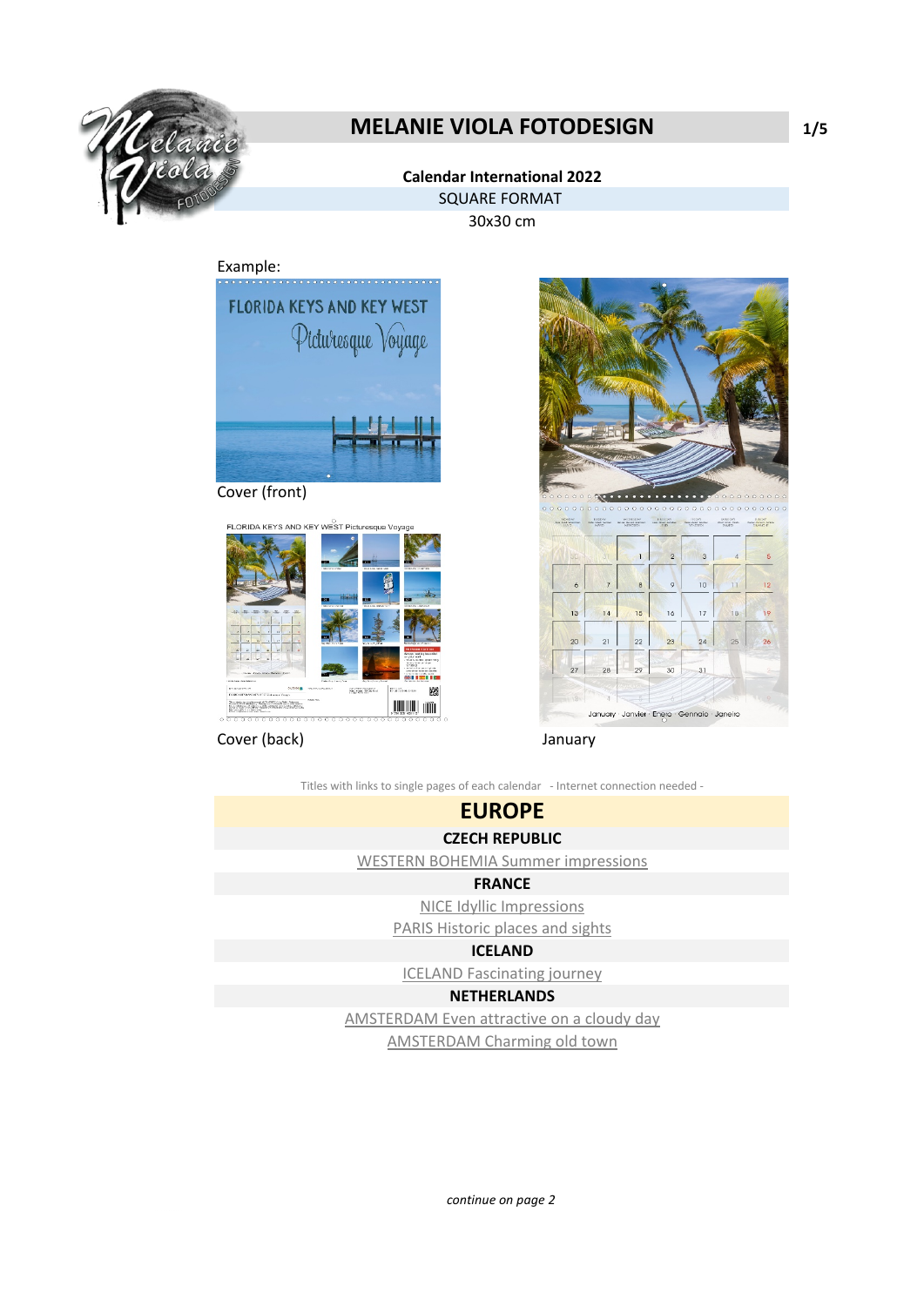# MELANIE VIOLA FOTODESIGN

**Calendar International 2022**

SQUARE FORMAT

30x30 cm

Example:

Cover (front)

Cover (back)

January

Titles with links to single pages of each calendar - Internet connection needed -

## EUROPE

### CZECH REPUBLIC

WESTERN BOHEMIA Summer impressions

### FRANCE

NICE Idyllic Impressions

PARIS Historic places and sights

### ICELAND

ICELAND Fascinating journey

### NETHERLANDS

AMSTERDAM Even attractive on a cloudy day

AMSTERDAM Charming old town

*continue on page 2*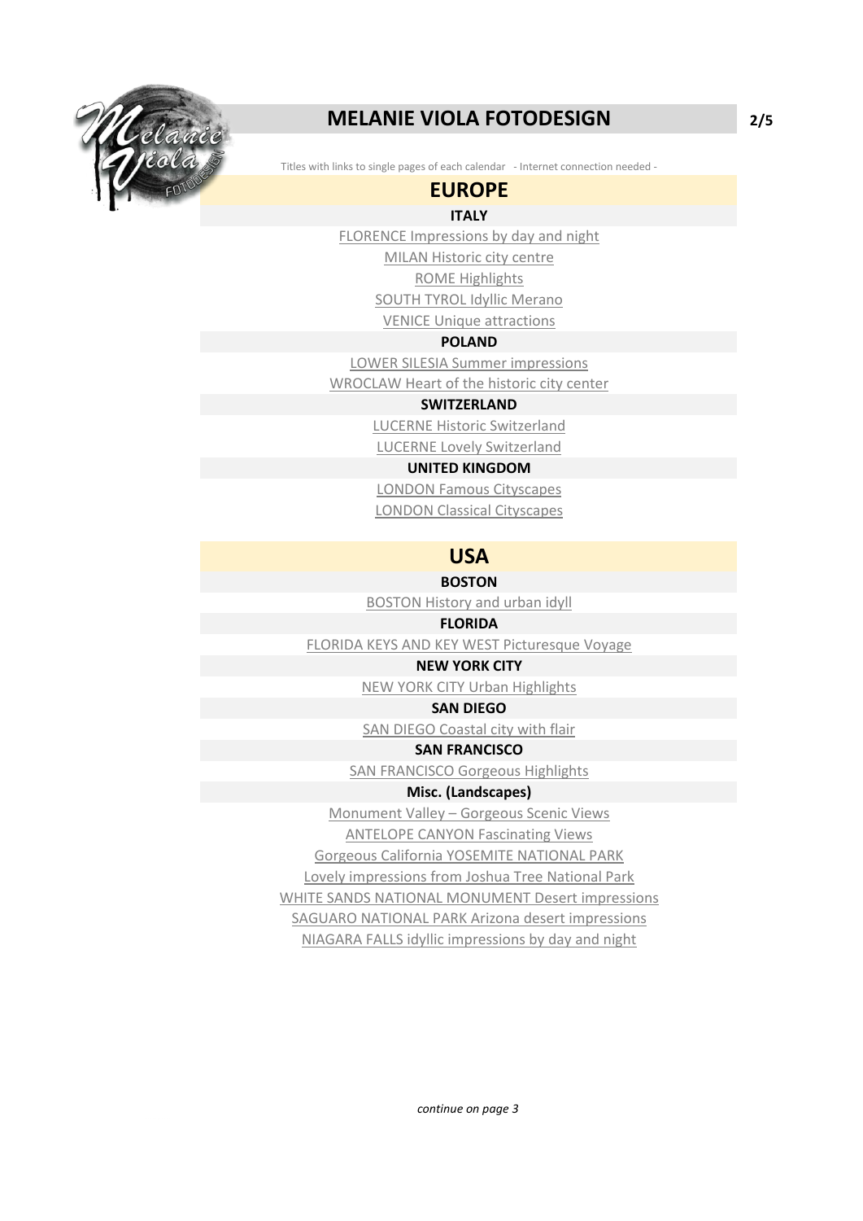# MELANIE VIOLA FOTODESIGN

Titles with links to single pages of each calendar - Internet connection needed -

## EUROPE

### ITALY

FLORENCE Impressions by day and night

MILAN Historic city centre

ROME Highlights

SOUTH TYROL Idyllic Merano

VENICE Unique attractions

### POLAND

LOWER SILESIA Summer impressions

WROCLAW Heart of the historic city center

### SWITZERLAND

LUCERNE Historic Switzerland

LUCERNE Lovely Switzerland

### UNITED KINGDOM

LONDON Famous Cityscapes

LONDON Classical Cityscapes

## USA

### BOSTON

BOSTON History and urban idyll

### FLORIDA

FLORIDA KEYS AND KEY WEST Picturesque Voyage

### NEW YORK CITY

NEW YORK CITY Urban Highlights

### SAN DIEGO

SAN DIEGO Coastal city with flair

### SAN FRANCISCO

SAN FRANCISCO Gorgeous Highlights

### Misc. (Landscapes)

Monument Valley – Gorgeous Scenic Views

ANTELOPE CANYON Fascinating Views

Gorgeous California YOSEMITE NATIONAL PARK

Lovely impressions from Joshua Tree National Park

WHITE SANDS NATIONAL MONUMENT Desert impressions

SAGUARO NATIONAL PARK Arizona desert impressions

NIAGARA FALLS idyllic impressions by day and night

*continue on page 3*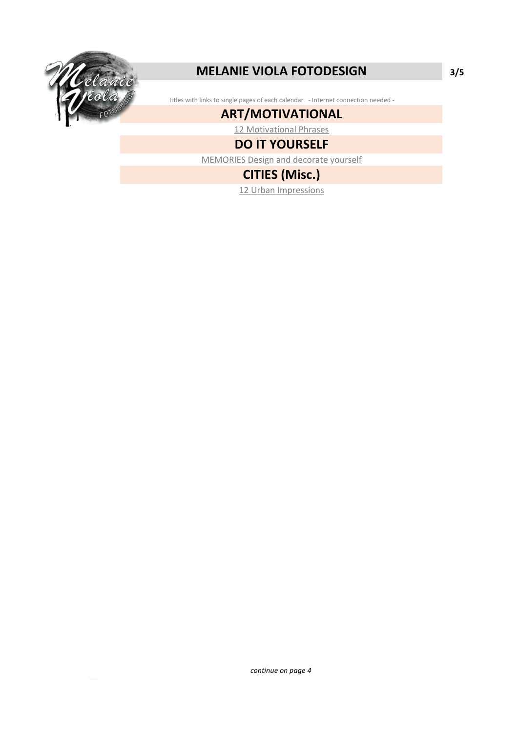# MELANIE VIOLA FOTODESIGN

Titles with links to single pages of each calendar - Internet connection needed -

## ART/MOTIVATIONAL

12 Motivational Phrases

## DO IT YOURSELF

MEMORIES Design and decorate yourself

## CITIES (Misc.)

12 Urban Impressions

*continue on page 4*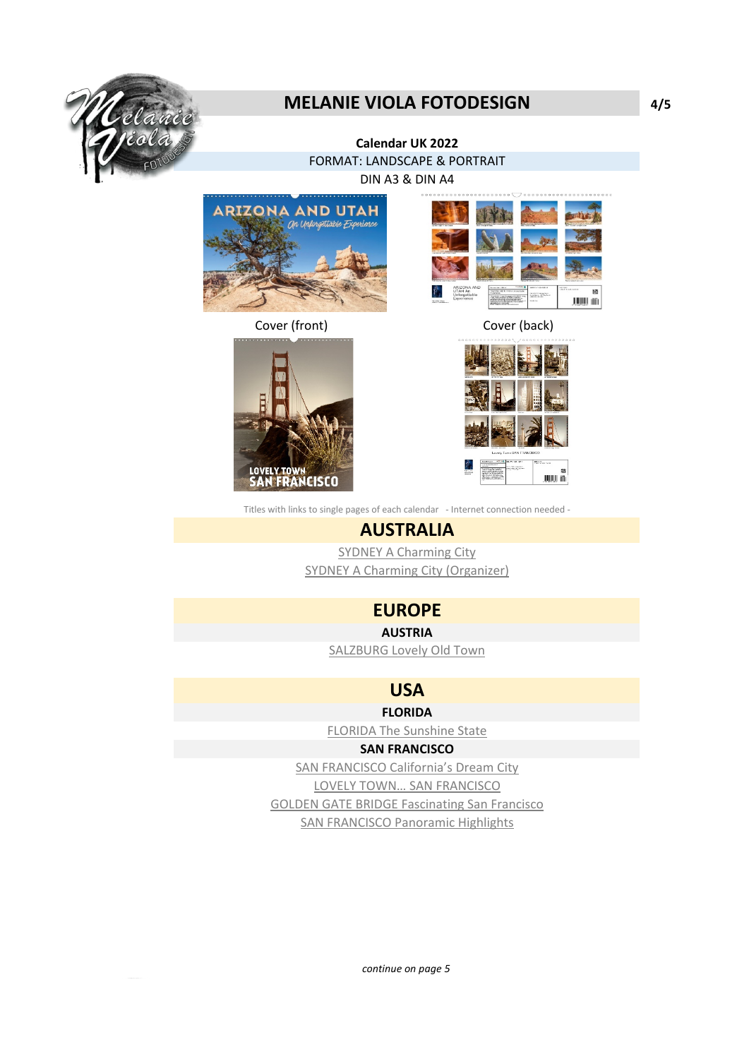# MELANIE VIOLA FOTODESIGN

**Calendar UK 2022**

FORMAT: LANDSCAPE & PORTRAIT

DIN A3 & DIN A4

Cover (front) Cover (back)

Titles with links to single pages of each calendar - Internet connection needed -

## AUSTRALIA

SYDNEY A Charming City

SYDNEY A Charming City (Organizer)

## EUROPE

### AUSTRIA

SALZBURG Lovely Old Town

## USA

### FLORIDA

FLORIDA The Sunshine State

### SAN FRANCISCO

SAN FRANCISCO California's Dream City

LOVELY TOWN… SAN FRANCISCO

GOLDEN GATE BRIDGE Fascinating San Francisco

SAN FRANCISCO Panoramic Highlights

*continue on page 5*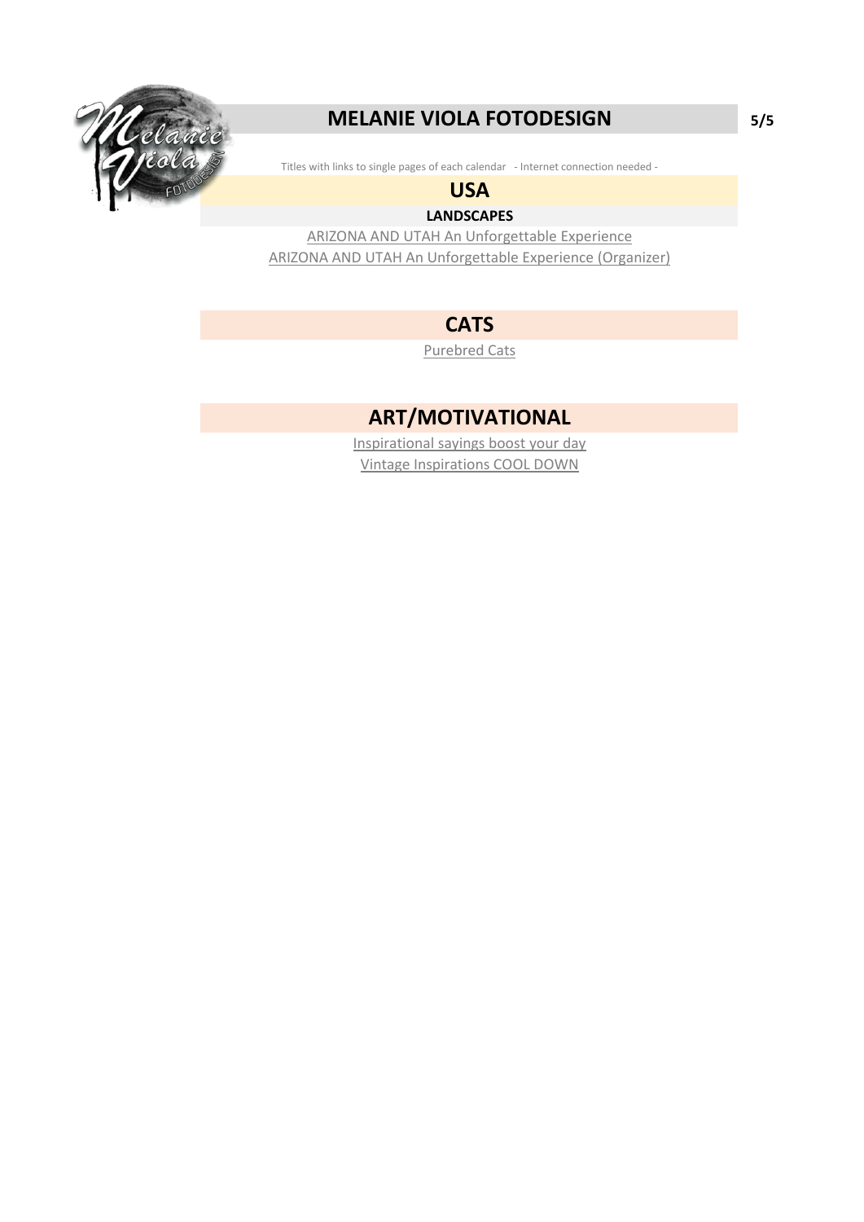# MELANIE VIOLA FOTODESIGN

Titles with links to single pages of each calendar - Internet connection needed -

## USA

### LANDSCAPES

ARIZONA AND UTAH An Unforgettable Experience

ARIZONA AND UTAH An Unforgettable Experience (Organizer)

## CATS

Purebred Cats

## ART/MOTIVATIONAL

Inspirational sayings boost your day

Vintage Inspirations COOL DOWN